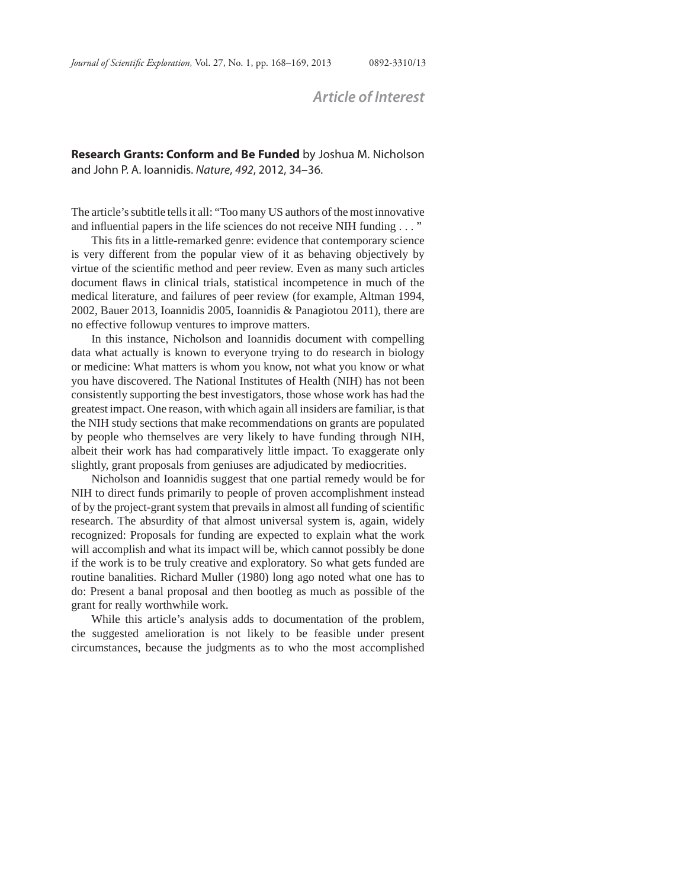## Article of Interest

**Research Grants: Conform and Be Funded** by Joshua M. Nicholson and John P. A. Ioannidis. *Nature*, *492*, 2012, 34–36.

The article's subtitle tells it all: "Too many US authors of the most innovative and influential papers in the life sciences do not receive NIH funding . . . "

This fits in a little-remarked genre: evidence that contemporary science is very different from the popular view of it as behaving objectively by virtue of the scientific method and peer review. Even as many such articles document flaws in clinical trials, statistical incompetence in much of the medical literature, and failures of peer review (for example, Altman 1994, 2002, Bauer 2013, Ioannidis 2005, Ioannidis & Panagiotou 2011), there are no effective followup ventures to improve matters.

In this instance, Nicholson and Ioannidis document with compelling data what actually is known to everyone trying to do research in biology or medicine: What matters is whom you know, not what you know or what you have discovered. The National Institutes of Health (NIH) has not been consistently supporting the best investigators, those whose work has had the greatest impact. One reason, with which again all insiders are familiar, is that the NIH study sections that make recommendations on grants are populated by people who themselves are very likely to have funding through NIH, albeit their work has had comparatively little impact. To exaggerate only slightly, grant proposals from geniuses are adjudicated by mediocrities.

Nicholson and Ioannidis suggest that one partial remedy would be for NIH to direct funds primarily to people of proven accomplishment instead of by the project-grant system that prevails in almost all funding of scientific research. The absurdity of that almost universal system is, again, widely recognized: Proposals for funding are expected to explain what the work will accomplish and what its impact will be, which cannot possibly be done if the work is to be truly creative and exploratory. So what gets funded are routine banalities. Richard Muller (1980) long ago noted what one has to do: Present a banal proposal and then bootleg as much as possible of the grant for really worthwhile work.

While this article's analysis adds to documentation of the problem, the suggested amelioration is not likely to be feasible under present circumstances, because the judgments as to who the most accomplished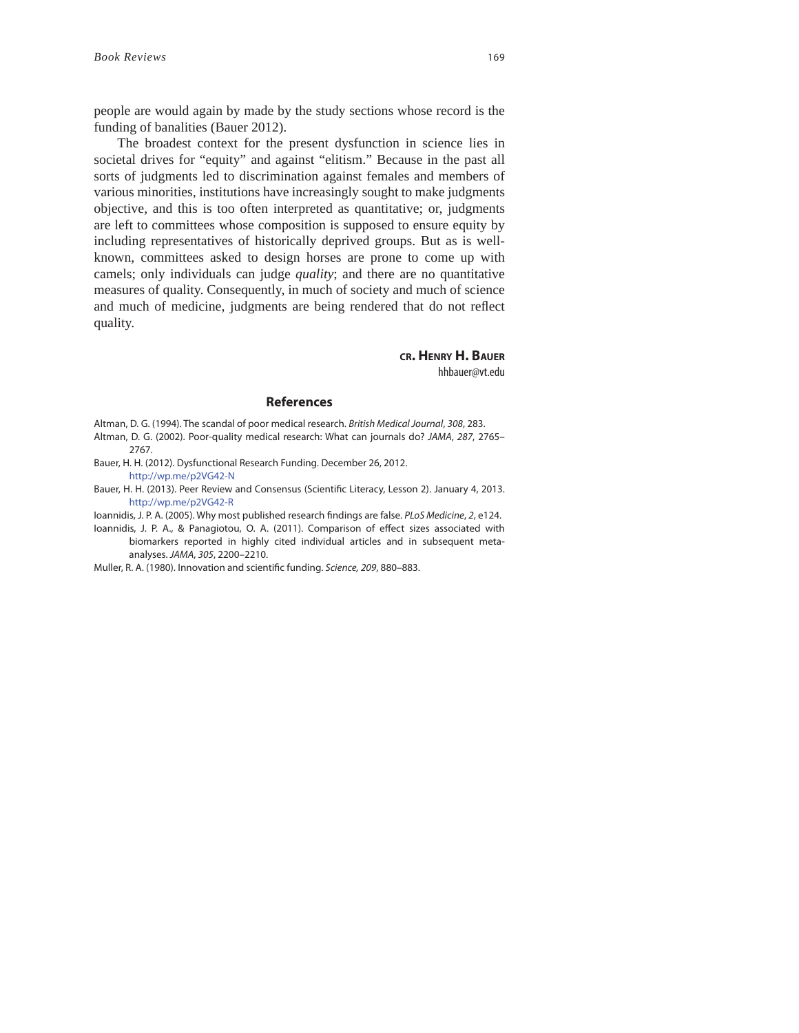people are would again by made by the study sections whose record is the funding of banalities (Bauer 2012).

The broadest context for the present dysfunction in science lies in societal drives for "equity" and against "elitism." Because in the past all sorts of judgments led to discrimination against females and members of various minorities, institutions have increasingly sought to make judgments objective, and this is too often interpreted as quantitative; or, judgments are left to committees whose composition is supposed to ensure equity by including representatives of historically deprived groups. But as is well-known, committees asked to design horses are prone to come up with camels; only individuals can judge *quality*; and there are no quantitative measures of quality. Consequently, in much of society and much of science and much of medicine, judgments are being rendered that do not reflect quality.

**cr. Henry H. Bauer**
hhbauer@vt.edu

## References

Altman, D. G. (1994). The scandal of poor medical research. *British Medical Journal*, *308*, 283.

Altman, D. G. (2002). Poor-quality medical research: What can journals do? *JAMA*, *287*, 2765–2767.

Bauer, H. H. (2012). Dysfunctional Research Funding. December 26, 2012. http://wp.me/p2VG42-N

Bauer, H. H. (2013). Peer Review and Consensus (Scientific Literacy, Lesson 2). January 4, 2013. http://wp.me/p2VG42-R

Ioannidis, J. P. A. (2005). Why most published research findings are false. *PLoS Medicine*, *2*, e124.

Ioannidis, J. P. A., & Panagiotou, O. A. (2011). Comparison of effect sizes associated with biomarkers reported in highly cited individual articles and in subsequent meta-analyses. *JAMA*, *305*, 2200–2210.

Muller, R. A. (1980). Innovation and scientific funding. *Science, 209*, 880–883.